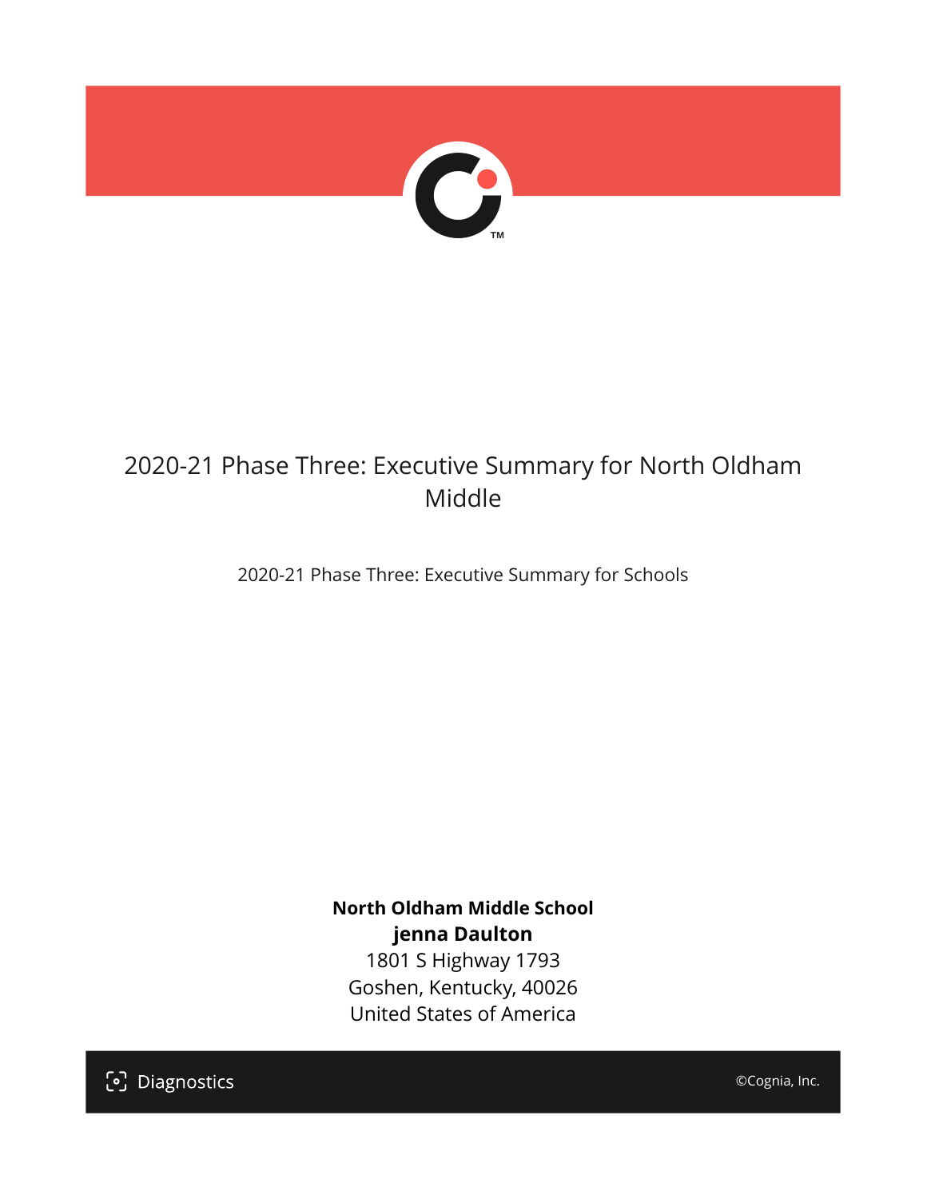# 2020-21 Phase Three: Executive Summary for North Oldham Middle

2020-21 Phase Three: Executive Summary for Schools

**North Oldham Middle School**
**jenna Daulton**
1801 S Highway 1793
Goshen, Kentucky, 40026
United States of America

Diagnostics

©Cognia, Inc.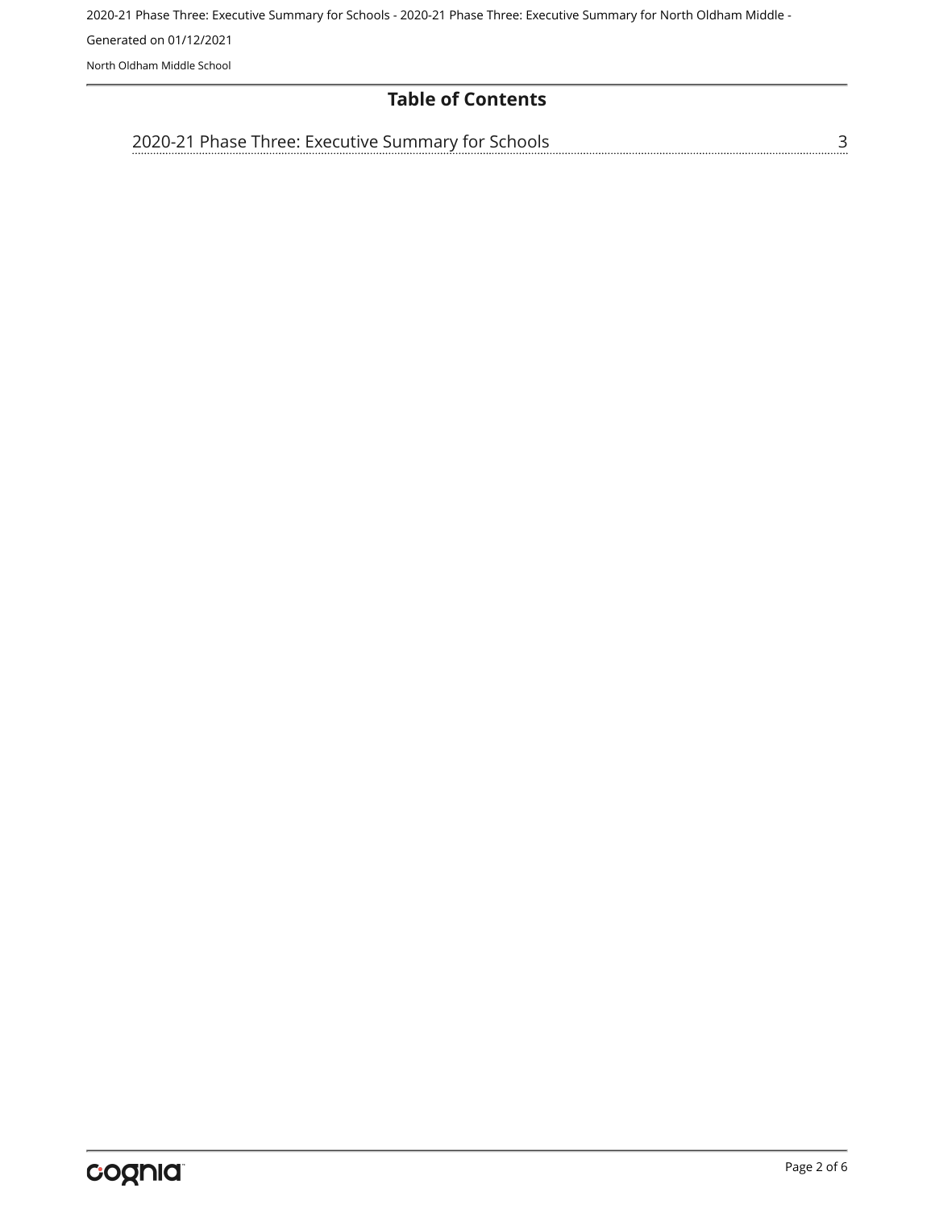## Table of Contents

2020-21 Phase Three: Executive Summary for Schools ........ 3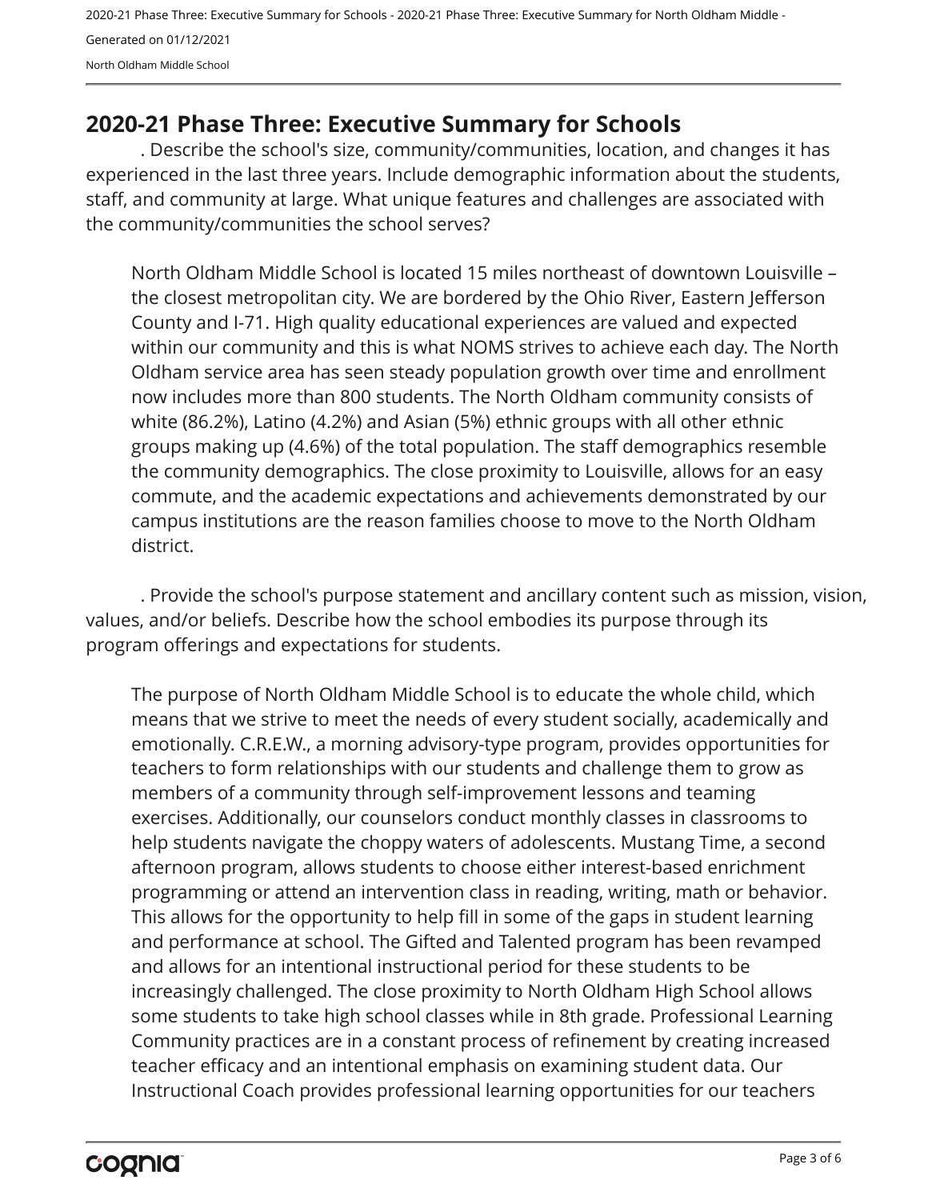## 2020-21 Phase Three: Executive Summary for Schools

. Describe the school's size, community/communities, location, and changes it has experienced in the last three years. Include demographic information about the students, staff, and community at large. What unique features and challenges are associated with the community/communities the school serves?

North Oldham Middle School is located 15 miles northeast of downtown Louisville – the closest metropolitan city. We are bordered by the Ohio River, Eastern Jefferson County and I-71. High quality educational experiences are valued and expected within our community and this is what NOMS strives to achieve each day. The North Oldham service area has seen steady population growth over time and enrollment now includes more than 800 students. The North Oldham community consists of white (86.2%), Latino (4.2%) and Asian (5%) ethnic groups with all other ethnic groups making up (4.6%) of the total population. The staff demographics resemble the community demographics. The close proximity to Louisville, allows for an easy commute, and the academic expectations and achievements demonstrated by our campus institutions are the reason families choose to move to the North Oldham district.

. Provide the school's purpose statement and ancillary content such as mission, vision, values, and/or beliefs. Describe how the school embodies its purpose through its program offerings and expectations for students.

The purpose of North Oldham Middle School is to educate the whole child, which means that we strive to meet the needs of every student socially, academically and emotionally. C.R.E.W., a morning advisory-type program, provides opportunities for teachers to form relationships with our students and challenge them to grow as members of a community through self-improvement lessons and teaming exercises. Additionally, our counselors conduct monthly classes in classrooms to help students navigate the choppy waters of adolescents. Mustang Time, a second afternoon program, allows students to choose either interest-based enrichment programming or attend an intervention class in reading, writing, math or behavior. This allows for the opportunity to help fill in some of the gaps in student learning and performance at school. The Gifted and Talented program has been revamped and allows for an intentional instructional period for these students to be increasingly challenged. The close proximity to North Oldham High School allows some students to take high school classes while in 8th grade. Professional Learning Community practices are in a constant process of refinement by creating increased teacher efficacy and an intentional emphasis on examining student data. Our Instructional Coach provides professional learning opportunities for our teachers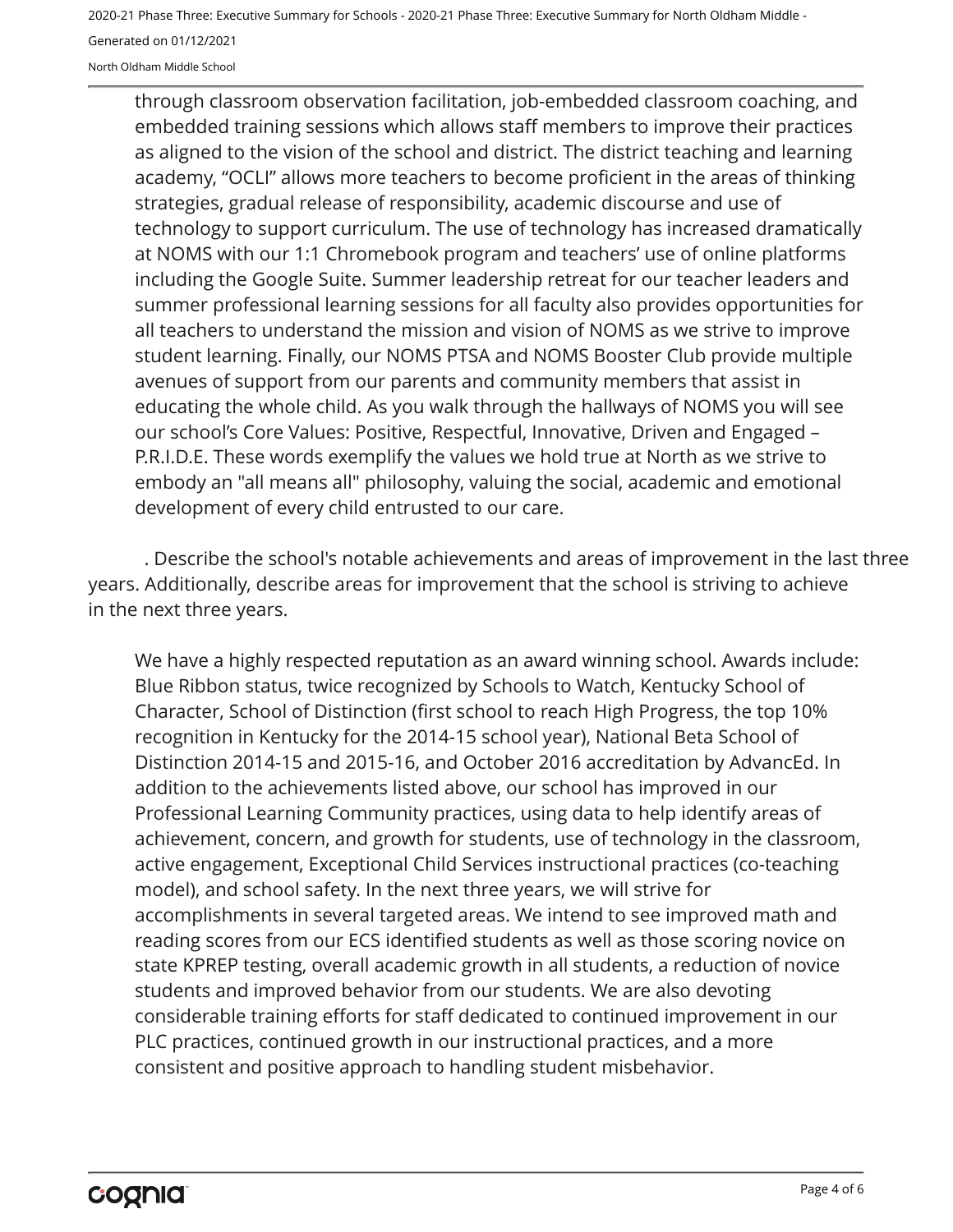through classroom observation facilitation, job-embedded classroom coaching, and embedded training sessions which allows staff members to improve their practices as aligned to the vision of the school and district. The district teaching and learning academy, "OCLI" allows more teachers to become proficient in the areas of thinking strategies, gradual release of responsibility, academic discourse and use of technology to support curriculum. The use of technology has increased dramatically at NOMS with our 1:1 Chromebook program and teachers' use of online platforms including the Google Suite. Summer leadership retreat for our teacher leaders and summer professional learning sessions for all faculty also provides opportunities for all teachers to understand the mission and vision of NOMS as we strive to improve student learning. Finally, our NOMS PTSA and NOMS Booster Club provide multiple avenues of support from our parents and community members that assist in educating the whole child. As you walk through the hallways of NOMS you will see our school's Core Values: Positive, Respectful, Innovative, Driven and Engaged – P.R.I.D.E. These words exemplify the values we hold true at North as we strive to embody an "all means all" philosophy, valuing the social, academic and emotional development of every child entrusted to our care.

. Describe the school's notable achievements and areas of improvement in the last three years. Additionally, describe areas for improvement that the school is striving to achieve in the next three years.

We have a highly respected reputation as an award winning school. Awards include: Blue Ribbon status, twice recognized by Schools to Watch, Kentucky School of Character, School of Distinction (first school to reach High Progress, the top 10% recognition in Kentucky for the 2014-15 school year), National Beta School of Distinction 2014-15 and 2015-16, and October 2016 accreditation by AdvancEd. In addition to the achievements listed above, our school has improved in our Professional Learning Community practices, using data to help identify areas of achievement, concern, and growth for students, use of technology in the classroom, active engagement, Exceptional Child Services instructional practices (co-teaching model), and school safety. In the next three years, we will strive for accomplishments in several targeted areas. We intend to see improved math and reading scores from our ECS identified students as well as those scoring novice on state KPREP testing, overall academic growth in all students, a reduction of novice students and improved behavior from our students. We are also devoting considerable training efforts for staff dedicated to continued improvement in our PLC practices, continued growth in our instructional practices, and a more consistent and positive approach to handling student misbehavior.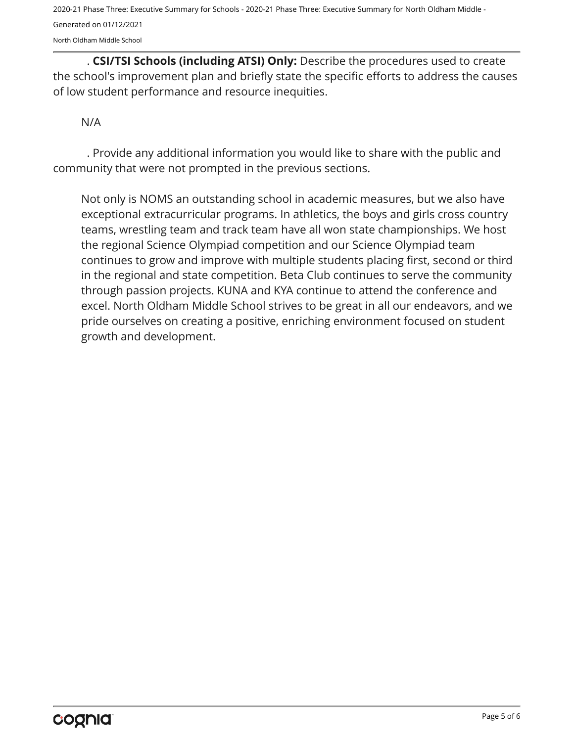. **CSI/TSI Schools (including ATSI) Only:** Describe the procedures used to create the school's improvement plan and briefly state the specific efforts to address the causes of low student performance and resource inequities.

N/A

. Provide any additional information you would like to share with the public and community that were not prompted in the previous sections.

Not only is NOMS an outstanding school in academic measures, but we also have exceptional extracurricular programs. In athletics, the boys and girls cross country teams, wrestling team and track team have all won state championships. We host the regional Science Olympiad competition and our Science Olympiad team continues to grow and improve with multiple students placing first, second or third in the regional and state competition. Beta Club continues to serve the community through passion projects. KUNA and KYA continue to attend the conference and excel. North Oldham Middle School strives to be great in all our endeavors, and we pride ourselves on creating a positive, enriching environment focused on student growth and development.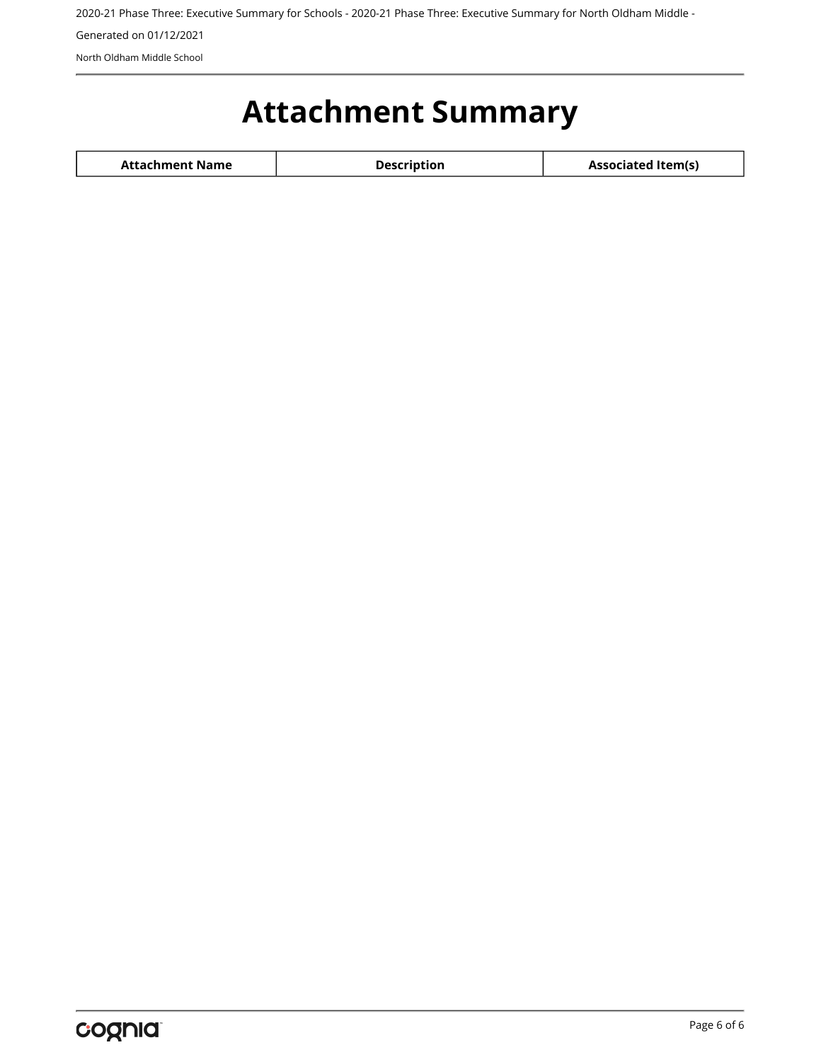# Attachment Summary

| Attachment Name | Description | Associated Item(s) |
|---|---|---|